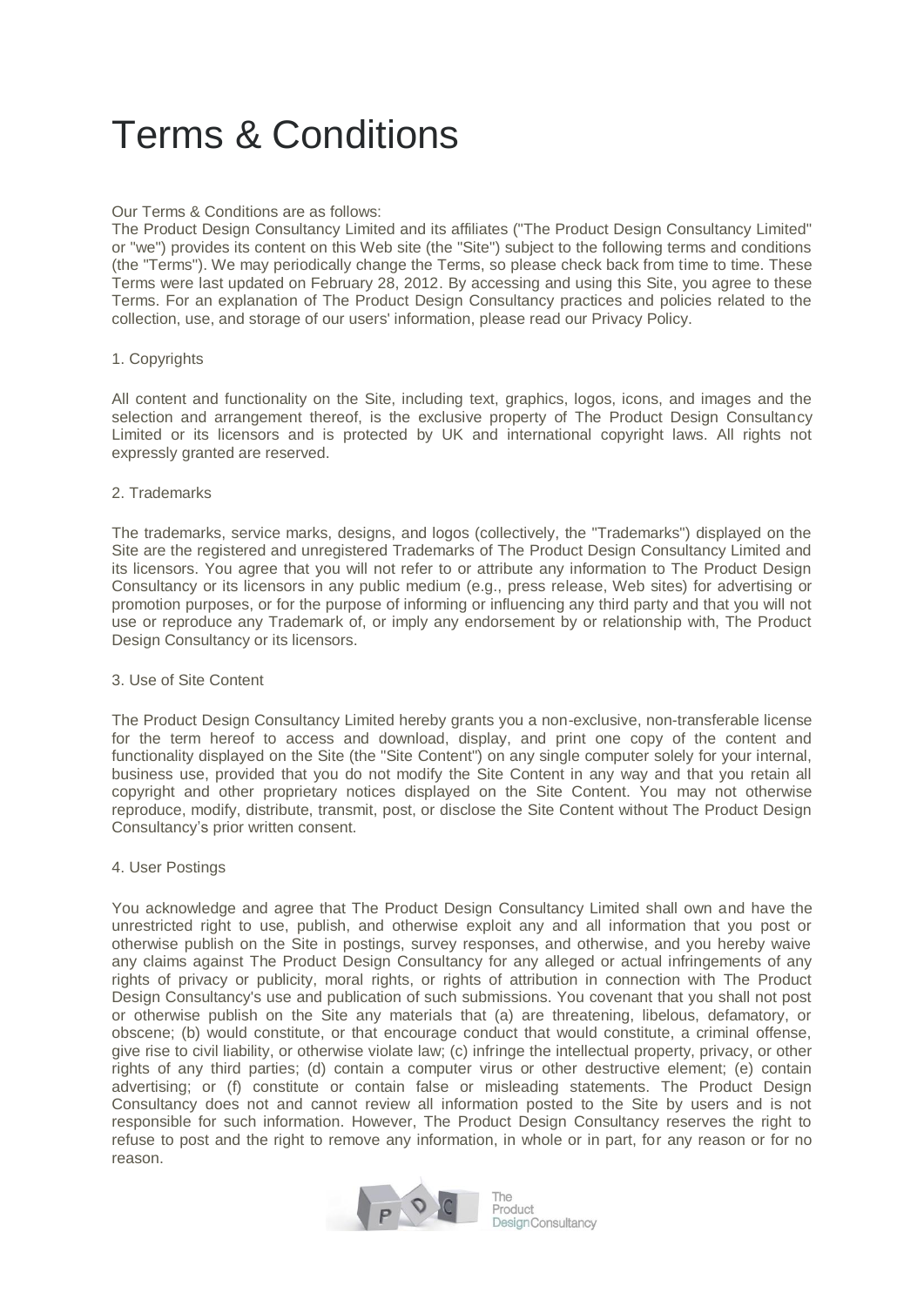# Terms & Conditions

Our Terms & Conditions are as follows:
The Product Design Consultancy Limited and its affiliates ("The Product Design Consultancy Limited" or "we") provides its content on this Web site (the "Site") subject to the following terms and conditions (the "Terms"). We may periodically change the Terms, so please check back from time to time. These Terms were last updated on February 28, 2012. By accessing and using this Site, you agree to these Terms. For an explanation of The Product Design Consultancy practices and policies related to the collection, use, and storage of our users' information, please read our Privacy Policy.

1. Copyrights

All content and functionality on the Site, including text, graphics, logos, icons, and images and the selection and arrangement thereof, is the exclusive property of The Product Design Consultancy Limited or its licensors and is protected by UK and international copyright laws. All rights not expressly granted are reserved.

2. Trademarks

The trademarks, service marks, designs, and logos (collectively, the "Trademarks") displayed on the Site are the registered and unregistered Trademarks of The Product Design Consultancy Limited and its licensors. You agree that you will not refer to or attribute any information to The Product Design Consultancy or its licensors in any public medium (e.g., press release, Web sites) for advertising or promotion purposes, or for the purpose of informing or influencing any third party and that you will not use or reproduce any Trademark of, or imply any endorsement by or relationship with, The Product Design Consultancy or its licensors.

3. Use of Site Content

The Product Design Consultancy Limited hereby grants you a non-exclusive, non-transferable license for the term hereof to access and download, display, and print one copy of the content and functionality displayed on the Site (the "Site Content") on any single computer solely for your internal, business use, provided that you do not modify the Site Content in any way and that you retain all copyright and other proprietary notices displayed on the Site Content. You may not otherwise reproduce, modify, distribute, transmit, post, or disclose the Site Content without The Product Design Consultancy's prior written consent.

4. User Postings

You acknowledge and agree that The Product Design Consultancy Limited shall own and have the unrestricted right to use, publish, and otherwise exploit any and all information that you post or otherwise publish on the Site in postings, survey responses, and otherwise, and you hereby waive any claims against The Product Design Consultancy for any alleged or actual infringements of any rights of privacy or publicity, moral rights, or rights of attribution in connection with The Product Design Consultancy's use and publication of such submissions. You covenant that you shall not post or otherwise publish on the Site any materials that (a) are threatening, libelous, defamatory, or obscene; (b) would constitute, or that encourage conduct that would constitute, a criminal offense, give rise to civil liability, or otherwise violate law; (c) infringe the intellectual property, privacy, or other rights of any third parties; (d) contain a computer virus or other destructive element; (e) contain advertising; or (f) constitute or contain false or misleading statements. The Product Design Consultancy does not and cannot review all information posted to the Site by users and is not responsible for such information. However, The Product Design Consultancy reserves the right to refuse to post and the right to remove any information, in whole or in part, for any reason or for no reason.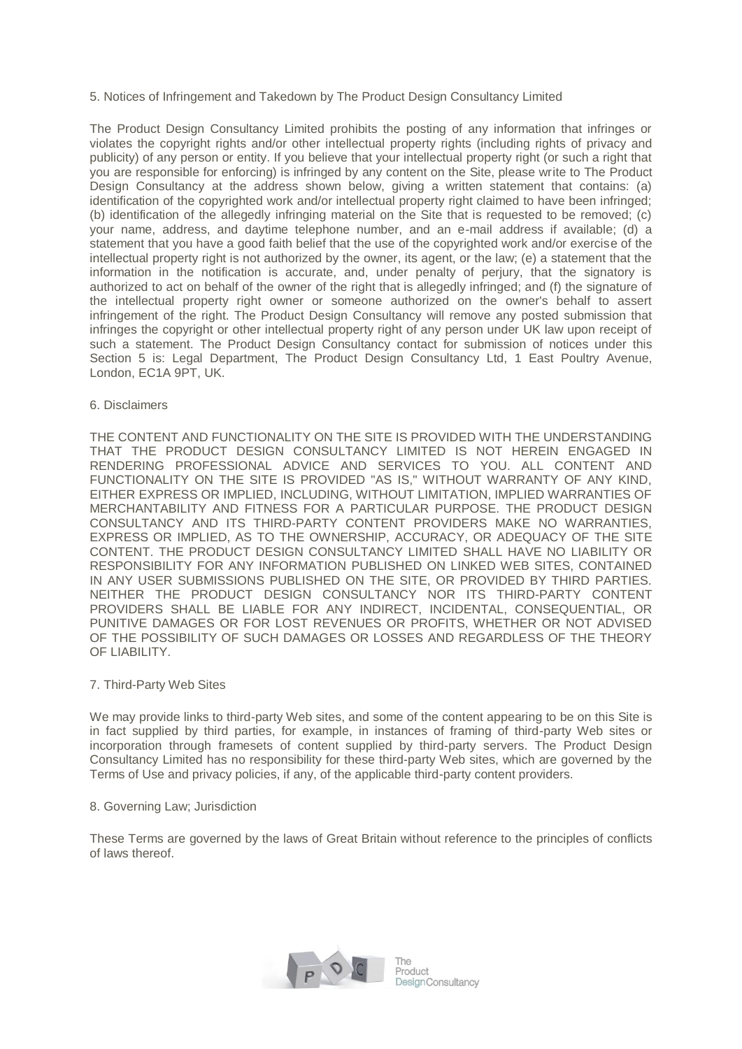## 5. Notices of Infringement and Takedown by The Product Design Consultancy Limited

The Product Design Consultancy Limited prohibits the posting of any information that infringes or violates the copyright rights and/or other intellectual property rights (including rights of privacy and publicity) of any person or entity. If you believe that your intellectual property right (or such a right that you are responsible for enforcing) is infringed by any content on the Site, please write to The Product Design Consultancy at the address shown below, giving a written statement that contains: (a) identification of the copyrighted work and/or intellectual property right claimed to have been infringed; (b) identification of the allegedly infringing material on the Site that is requested to be removed; (c) your name, address, and daytime telephone number, and an e-mail address if available; (d) a statement that you have a good faith belief that the use of the copyrighted work and/or exercise of the intellectual property right is not authorized by the owner, its agent, or the law; (e) a statement that the information in the notification is accurate, and, under penalty of perjury, that the signatory is authorized to act on behalf of the owner of the right that is allegedly infringed; and (f) the signature of the intellectual property right owner or someone authorized on the owner's behalf to assert infringement of the right. The Product Design Consultancy will remove any posted submission that infringes the copyright or other intellectual property right of any person under UK law upon receipt of such a statement. The Product Design Consultancy contact for submission of notices under this Section 5 is: Legal Department, The Product Design Consultancy Ltd, 1 East Poultry Avenue, London, EC1A 9PT, UK.

## 6. Disclaimers

THE CONTENT AND FUNCTIONALITY ON THE SITE IS PROVIDED WITH THE UNDERSTANDING THAT THE PRODUCT DESIGN CONSULTANCY LIMITED IS NOT HEREIN ENGAGED IN RENDERING PROFESSIONAL ADVICE AND SERVICES TO YOU. ALL CONTENT AND FUNCTIONALITY ON THE SITE IS PROVIDED "AS IS," WITHOUT WARRANTY OF ANY KIND, EITHER EXPRESS OR IMPLIED, INCLUDING, WITHOUT LIMITATION, IMPLIED WARRANTIES OF MERCHANTABILITY AND FITNESS FOR A PARTICULAR PURPOSE. THE PRODUCT DESIGN CONSULTANCY AND ITS THIRD-PARTY CONTENT PROVIDERS MAKE NO WARRANTIES, EXPRESS OR IMPLIED, AS TO THE OWNERSHIP, ACCURACY, OR ADEQUACY OF THE SITE CONTENT. THE PRODUCT DESIGN CONSULTANCY LIMITED SHALL HAVE NO LIABILITY OR RESPONSIBILITY FOR ANY INFORMATION PUBLISHED ON LINKED WEB SITES, CONTAINED IN ANY USER SUBMISSIONS PUBLISHED ON THE SITE, OR PROVIDED BY THIRD PARTIES. NEITHER THE PRODUCT DESIGN CONSULTANCY NOR ITS THIRD-PARTY CONTENT PROVIDERS SHALL BE LIABLE FOR ANY INDIRECT, INCIDENTAL, CONSEQUENTIAL, OR PUNITIVE DAMAGES OR FOR LOST REVENUES OR PROFITS, WHETHER OR NOT ADVISED OF THE POSSIBILITY OF SUCH DAMAGES OR LOSSES AND REGARDLESS OF THE THEORY OF LIABILITY.

## 7. Third-Party Web Sites

We may provide links to third-party Web sites, and some of the content appearing to be on this Site is in fact supplied by third parties, for example, in instances of framing of third-party Web sites or incorporation through framesets of content supplied by third-party servers. The Product Design Consultancy Limited has no responsibility for these third-party Web sites, which are governed by the Terms of Use and privacy policies, if any, of the applicable third-party content providers.

## 8. Governing Law; Jurisdiction

These Terms are governed by the laws of Great Britain without reference to the principles of conflicts of laws thereof.

The Product Design Consultancy